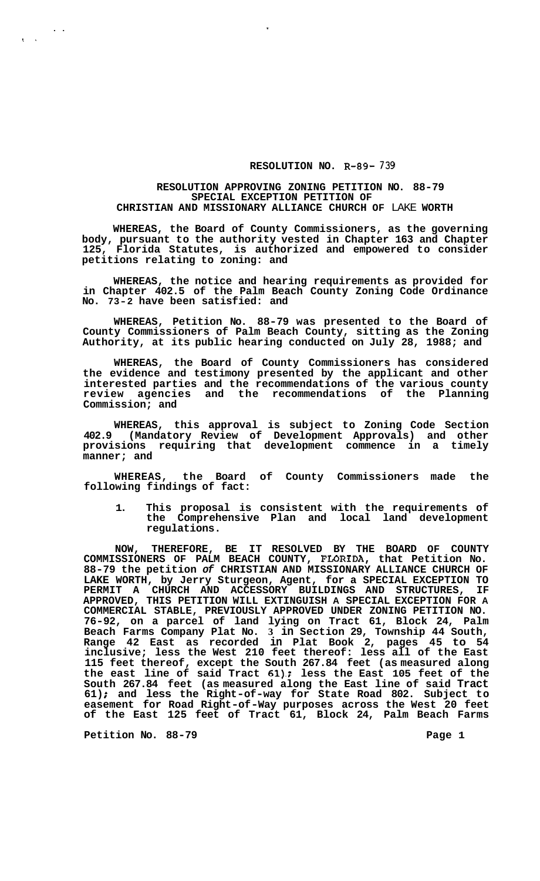# RESOLUTION NO. R-89- 739

## RESOLUTION APPROVING ZONING PETITION NO. 88-79 SPECIAL EXCEPTION PETITION OF CHRISTIAN AND MISSIONARY ALLIANCE CHURCH OF LAKE WORTH

**WHEREAS, the Board of County Commissioners, as the governing body, pursuant to the authority vested in Chapter 163 and Chapter 125, Florida Statutes, is authorized and empowered to consider petitions relating to zoning: and**

**WHEREAS, the notice and hearing requirements as provided for in Chapter 402.5 of the Palm Beach County Zoning Code Ordinance No. 73-2 have been satisfied: and**

**WHEREAS, Petition No. 88-79 was presented to the Board of County Commissioners of Palm Beach County, sitting as the Zoning Authority, at its public hearing conducted on July 28, 1988; and**

**WHEREAS, the Board of County Commissioners has considered the evidence and testimony presented by the applicant and other interested parties and the recommendations of the various county review agencies and the recommendations of the Planning Commission; and**

**WHEREAS, this approval is subject to Zoning Code Section 402.9 (Mandatory Review of Development Approvals) and other provisions requiring that development commence in a timely manner; and**

**WHEREAS, the Board of County Commissioners made the following findings of fact:**

1. **This proposal is consistent with the requirements of the Comprehensive Plan and local land development regulations.**

**NOW, THEREFORE, BE IT RESOLVED BY THE BOARD OF COUNTY COMMISSIONERS OF PALM BEACH COUNTY, FLORIDA, that Petition No. 88-79 the petition of CHRISTIAN AND MISSIONARY ALLIANCE CHURCH OF LAKE WORTH, by Jerry Sturgeon, Agent, for a SPECIAL EXCEPTION TO PERMIT A CHURCH AND ACCESSORY BUILDINGS AND STRUCTURES, IF APPROVED, THIS PETITION WILL EXTINGUISH A SPECIAL EXCEPTION FOR A COMMERCIAL STABLE, PREVIOUSLY APPROVED UNDER ZONING PETITION NO. 76-92, on a parcel of land lying on Tract 61, Block 24, Palm Beach Farms Company Plat No. 3 in Section 29, Township 44 South, Range 42 East as recorded in Plat Book 2, pages 45 to 54 inclusive; less the West 210 feet thereof: less all of the East 115 feet thereof, except the South 267.84 feet (as measured along the east line of said Tract 61); less the East 105 feet of the South 267.84 feet (as measured along the East line of said Tract 61); and less the Right-of-way for State Road 802. Subject to easement for Road Right-of-Way purposes across the West 20 feet of the East 125 feet of Tract 61, Block 24, Palm Beach Farms**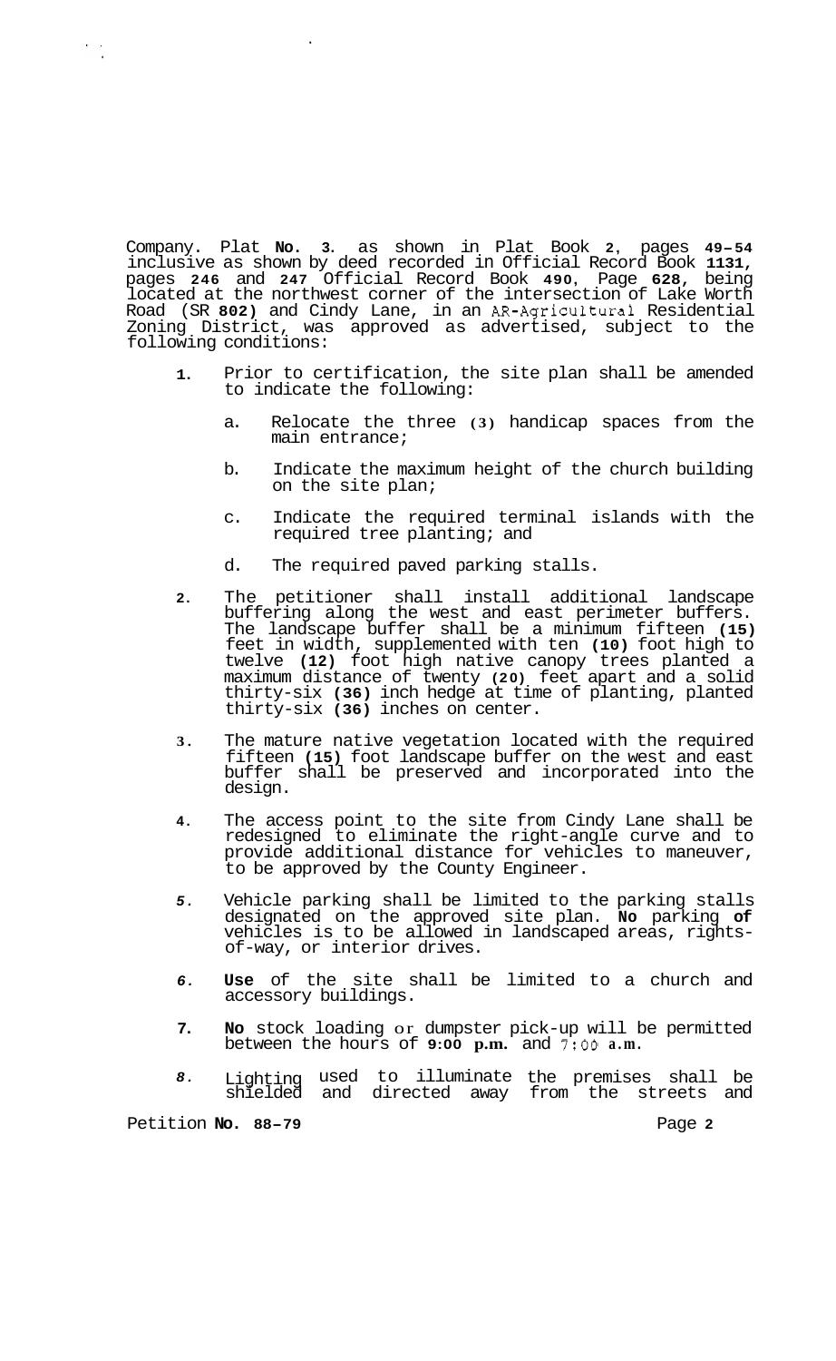Company. Plat **No. 3**. as shown in Plat Book **2**, pages **49-54** inclusive as shown by deed recorded in Official Record Book **1131**, pages **246** and **247** Official Record Book **490**, Page **628**, being located at the northwest corner of the intersection of Lake Worth Road (SR **802**) and Cindy Lane, in an AR-Agricultural Residential Zoning District, was approved as advertised, subject to the following conditions:

1. Prior to certification, the site plan shall be amended to indicate the following:

   a. Relocate the three **(3)** handicap spaces from the main entrance;

   b. Indicate the maximum height of the church building on the site plan;

   c. Indicate the required terminal islands with the required tree planting; and

   d. The required paved parking stalls.

2. The petitioner shall install additional landscape buffering along the west and east perimeter buffers. The landscape buffer shall be a minimum fifteen **(15)** feet in width, supplemented with ten **(10)** foot high to twelve **(12)** foot high native canopy trees planted a maximum distance of twenty **(20)** feet apart and a solid thirty-six **(36)** inch hedge at time of planting, planted thirty-six **(36)** inches on center.

3. The mature native vegetation located with the required fifteen **(15)** foot landscape buffer on the west and east buffer shall be preserved and incorporated into the design.

4. The access point to the site from Cindy Lane shall be redesigned to eliminate the right-angle curve and to provide additional distance for vehicles to maneuver, to be approved by the County Engineer.

5. Vehicle parking shall be limited to the parking stalls designated on the approved site plan. **No** parking **of** vehicles is to be allowed in landscaped areas, rights-of-way, or interior drives.

6. **Use** of the site shall be limited to a church and accessory buildings.

7. **No** stock loading or dumpster pick-up will be permitted between the hours of **9:00 p.m.** and 7:00 **a.m**.

8. Lighting used to illuminate the premises shall be shielded and directed away from the streets and

Petition **No. 88-79**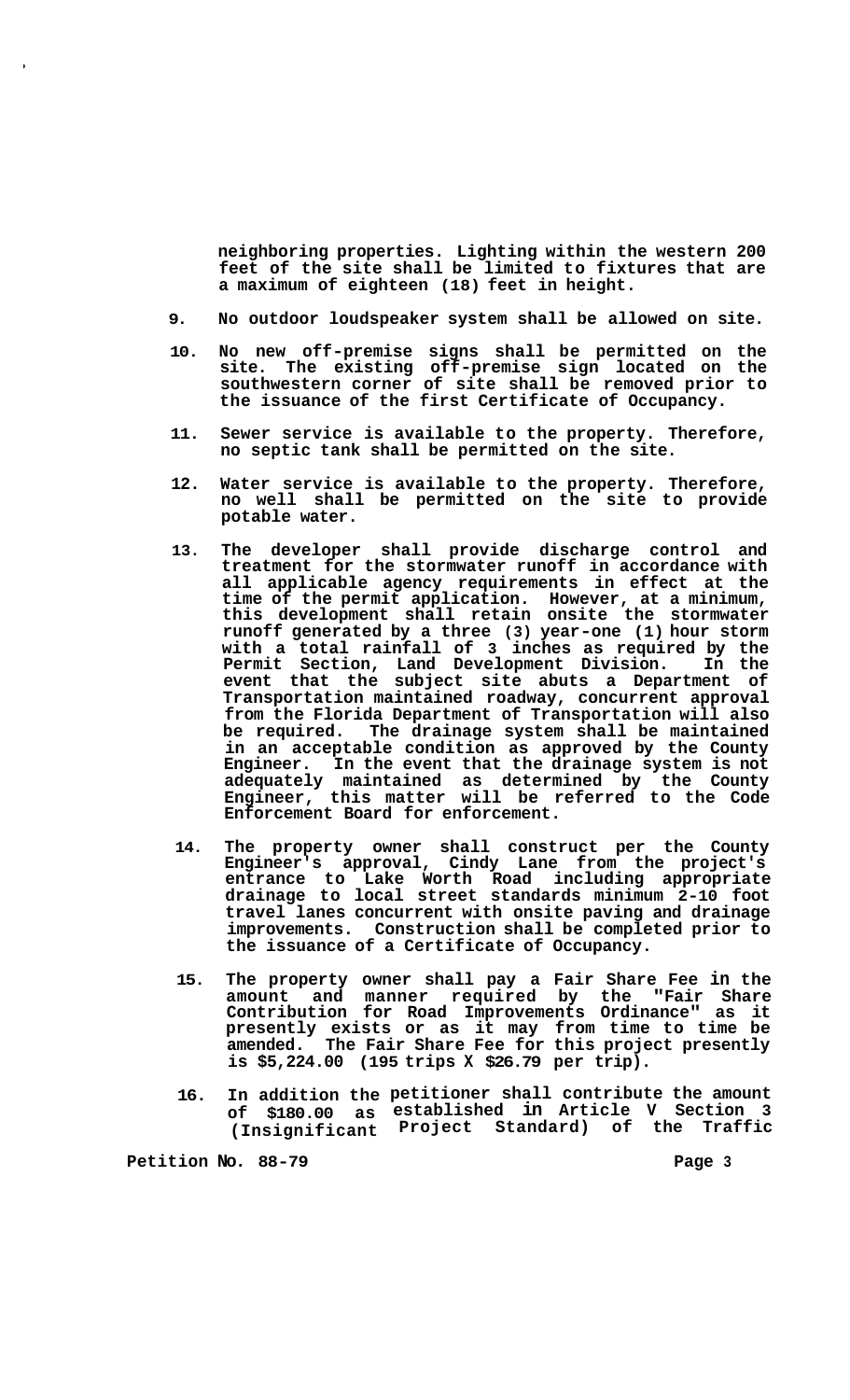neighboring properties. Lighting within the western 200 feet of the site shall be limited to fixtures that are a maximum of eighteen (18) feet in height.

9. No outdoor loudspeaker system shall be allowed on site.

10. No new off-premise signs shall be permitted on the site. The existing off-premise sign located on the southwestern corner of site shall be removed prior to the issuance of the first Certificate of Occupancy.

11. Sewer service is available to the property. Therefore, no septic tank shall be permitted on the site.

12. Water service is available to the property. Therefore, no well shall be permitted on the site to provide potable water.

13. The developer shall provide discharge control and treatment for the stormwater runoff in accordance with all applicable agency requirements in effect at the time of the permit application. However, at a minimum, this development shall retain onsite the stormwater runoff generated by a three (3) year-one (1) hour storm with a total rainfall of 3 inches as required by the Permit Section, Land Development Division. In the event that the subject site abuts a Department of Transportation maintained roadway, concurrent approval from the Florida Department of Transportation will also be required. The drainage system shall be maintained in an acceptable condition as approved by the County Engineer. In the event that the drainage system is not adequately maintained as determined by the County Engineer, this matter will be referred to the Code Enforcement Board for enforcement.

14. The property owner shall construct per the County Engineer's approval, Cindy Lane from the project's entrance to Lake Worth Road including appropriate drainage to local street standards minimum 2-10 foot travel lanes concurrent with onsite paving and drainage improvements. Construction shall be completed prior to the issuance of a Certificate of Occupancy.

15. The property owner shall pay a Fair Share Fee in the amount and manner required by the "Fair Share Contribution for Road Improvements Ordinance" as it presently exists or as it may from time to time be amended. The Fair Share Fee for this project presently is $5,224.00 (195 trips X $26.79 per trip).

16. In addition the petitioner shall contribute the amount of $180.00 as established in Article V Section 3 (Insignificant Project Standard) of the Traffic

Petition No. 88-79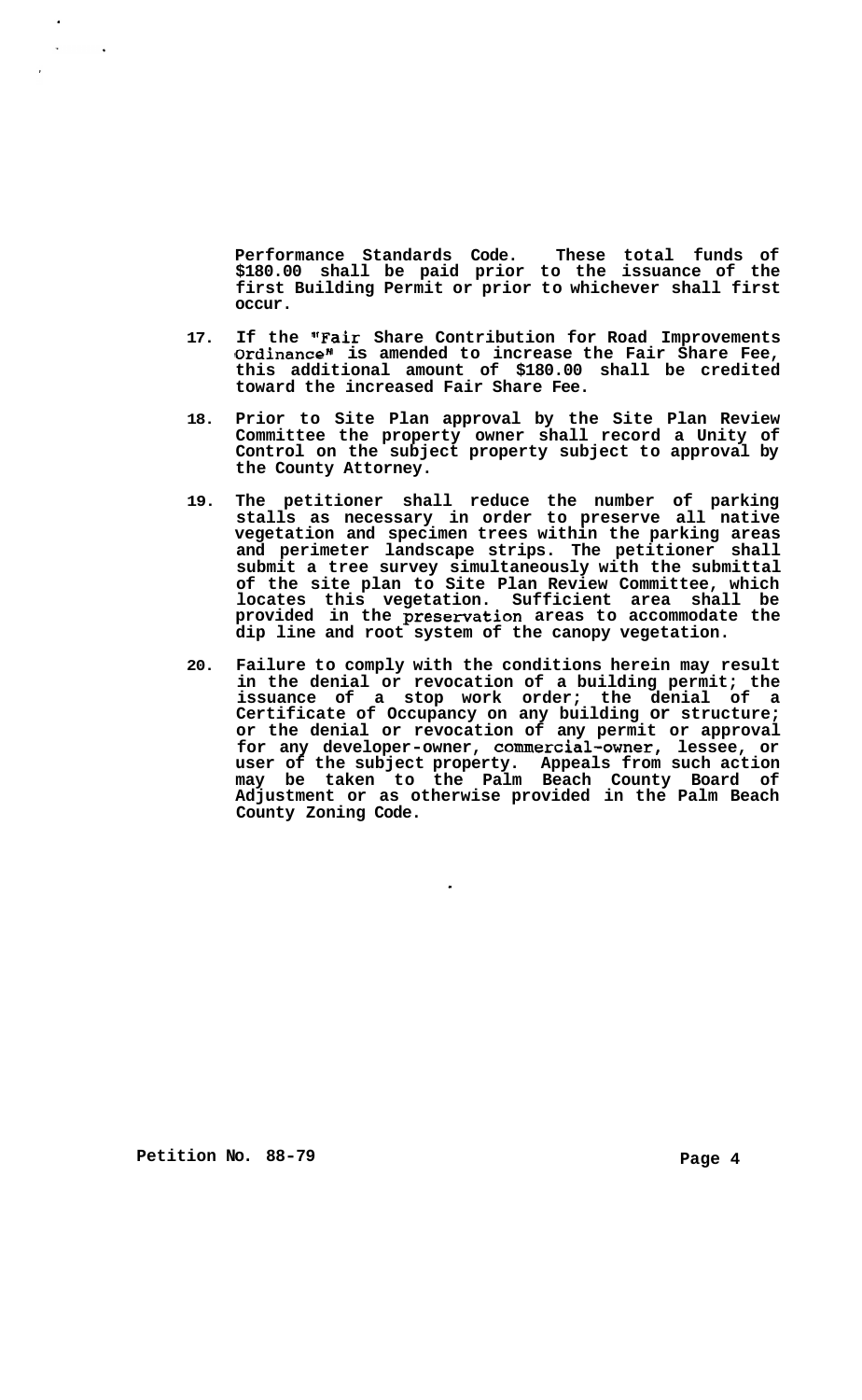**Performance Standards Code. These total funds of $180.00 shall be paid prior to the issuance of the first Building Permit or prior to whichever shall first occur.**

17. **If the "Fair Share Contribution for Road Improvements Ordinance" is amended to increase the Fair Share Fee, this additional amount of $180.00 shall be credited toward the increased Fair Share Fee.**

18. **Prior to Site Plan approval by the Site Plan Review Committee the property owner shall record a Unity of Control on the subject property subject to approval by the County Attorney.**

19. **The petitioner shall reduce the number of parking stalls as necessary in order to preserve all native vegetation and specimen trees within the parking areas and perimeter landscape strips. The petitioner shall submit a tree survey simultaneously with the submittal of the site plan to Site Plan Review Committee, which locates this vegetation. Sufficient area shall be provided in the preservation areas to accommodate the dip line and root system of the canopy vegetation.**

20. **Failure to comply with the conditions herein may result in the denial or revocation of a building permit; the issuance of a stop work order; the denial of a Certificate of Occupancy on any building or structure; or the denial or revocation of any permit or approval for any developer-owner, commercial-owner, lessee, or user of the subject property. Appeals from such action may be taken to the Palm Beach County Board of Adjustment or as otherwise provided in the Palm Beach County Zoning Code.**

**Petition No. 88-79**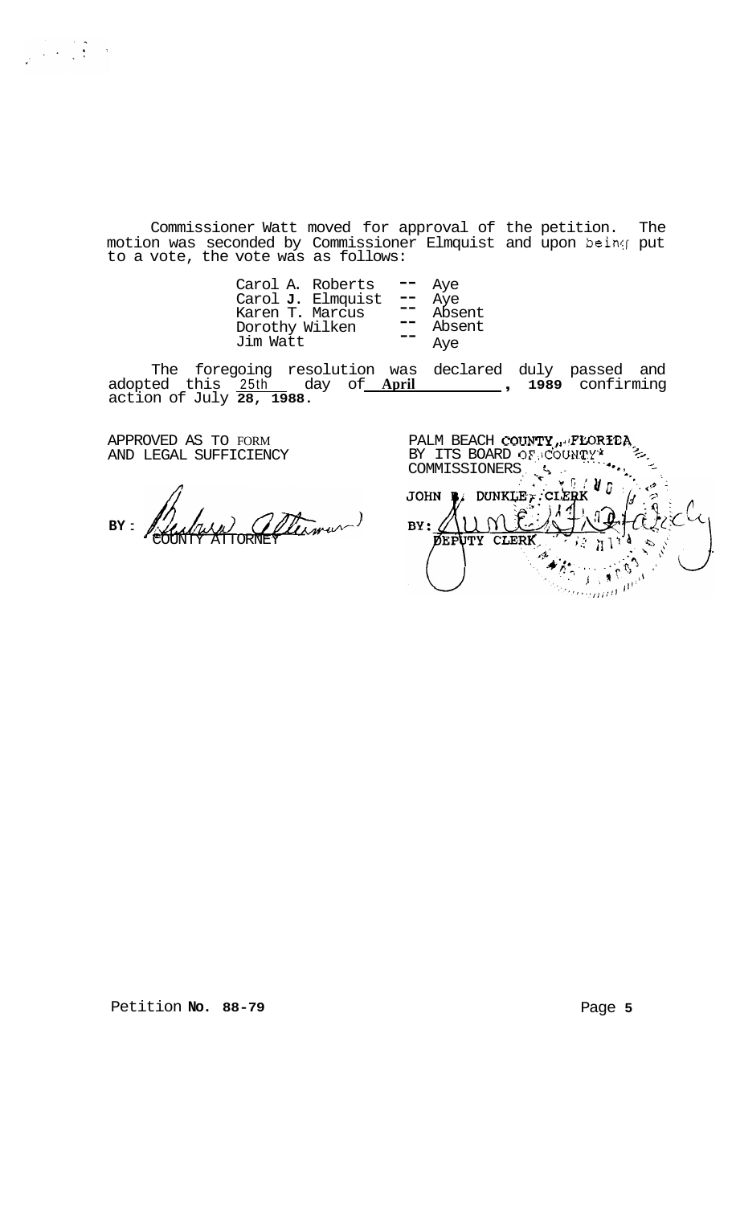Commissioner Watt moved for approval of the petition. The motion was seconded by Commissioner Elmquist and upon being put to a vote, the vote was as follows:

| | | |
|---|---|---|
| Carol A. Roberts | -- | Aye |
| Carol J. Elmquist | -- | Aye |
| Karen T. Marcus | -- | Absent |
| Dorothy Wilken | -- | Absent |
| Jim Watt | -- | Aye |

The foregoing resolution was declared duly passed and adopted this 25th day of April, 1989 confirming action of July 28, 1988.

APPROVED AS TO FORM AND LEGAL SUFFICIENCY

BY: COUNTY ATTORNEY

PALM BEACH COUNTY, FLORIDA BY ITS BOARD OF COUNTY COMMISSIONERS

JOHN B. DUNKLE, CLERK

BY: DEPUTY CLERK

Petition No. 88-79